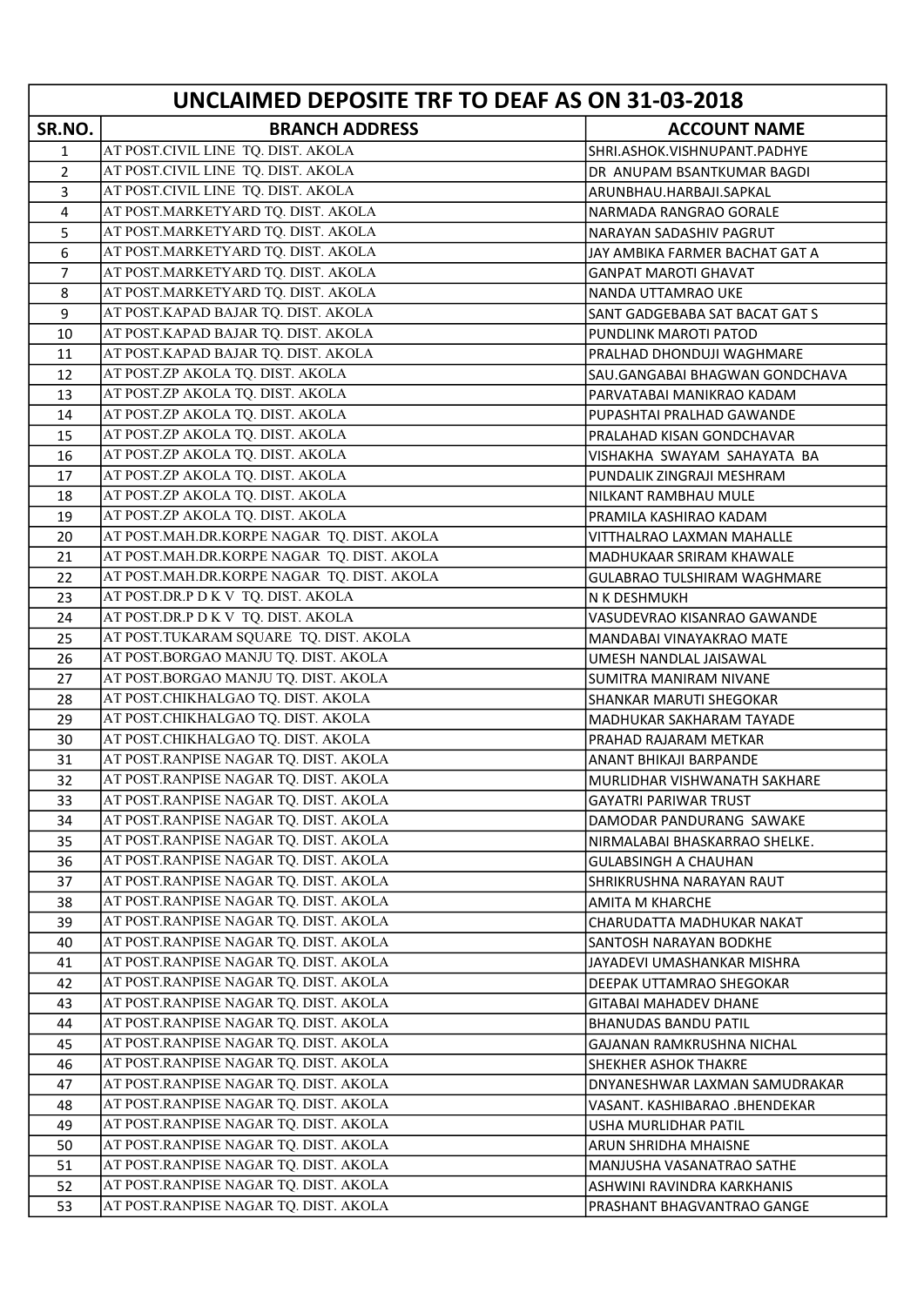# UNCLAIMED DEPOSITE TRF TO DEAF AS ON 31-03-2018

| SR.NO. | BRANCH ADDRESS | ACCOUNT NAME |
|---|---|---|
| 1 | AT POST.CIVIL LINE TQ. DIST. AKOLA | SHRI.ASHOK.VISHNUPANT.PADHYE |
| 2 | AT POST.CIVIL LINE TQ. DIST. AKOLA | DR ANUPAM BSANTKUMAR BAGDI |
| 3 | AT POST.CIVIL LINE TQ. DIST. AKOLA | ARUNBHAU.HARBAJI.SAPKAL |
| 4 | AT POST.MARKETYARD TQ. DIST. AKOLA | NARMADA RANGRAO GORALE |
| 5 | AT POST.MARKETYARD TQ. DIST. AKOLA | NARAYAN SADASHIV PAGRUT |
| 6 | AT POST.MARKETYARD TQ. DIST. AKOLA | JAY AMBIKA FARMER BACHAT GAT A |
| 7 | AT POST.MARKETYARD TQ. DIST. AKOLA | GANPAT MAROTI GHAVAT |
| 8 | AT POST.MARKETYARD TQ. DIST. AKOLA | NANDA UTTAMRAO UKE |
| 9 | AT POST.KAPAD BAJAR TQ. DIST. AKOLA | SANT GADGEBABA SAT BACAT GAT S |
| 10 | AT POST.KAPAD BAJAR TQ. DIST. AKOLA | PUNDLINK MAROTI PATOD |
| 11 | AT POST.KAPAD BAJAR TQ. DIST. AKOLA | PRALHAD DHONDUJI WAGHMARE |
| 12 | AT POST.ZP AKOLA TQ. DIST. AKOLA | SAU.GANGABAI BHAGWAN GONDCHAVA |
| 13 | AT POST.ZP AKOLA TQ. DIST. AKOLA | PARVATABAI MANIKRAO KADAM |
| 14 | AT POST.ZP AKOLA TQ. DIST. AKOLA | PUPASHTAI PRALHAD GAWANDE |
| 15 | AT POST.ZP AKOLA TQ. DIST. AKOLA | PRALAHAD KISAN GONDCHAVAR |
| 16 | AT POST.ZP AKOLA TQ. DIST. AKOLA | VISHAKHA SWAYAM SAHAYATA BA |
| 17 | AT POST.ZP AKOLA TQ. DIST. AKOLA | PUNDALIK ZINGRAJI MESHRAM |
| 18 | AT POST.ZP AKOLA TQ. DIST. AKOLA | NILKANT RAMBHAU MULE |
| 19 | AT POST.ZP AKOLA TQ. DIST. AKOLA | PRAMILA KASHIRAO KADAM |
| 20 | AT POST.MAH.DR.KORPE NAGAR TQ. DIST. AKOLA | VITTHALRAO LAXMAN MAHALLE |
| 21 | AT POST.MAH.DR.KORPE NAGAR TQ. DIST. AKOLA | MADHUKAAR SRIRAM KHAWALE |
| 22 | AT POST.MAH.DR.KORPE NAGAR TQ. DIST. AKOLA | GULABRAO TULSHIRAM WAGHMARE |
| 23 | AT POST.DR.P D K V TQ. DIST. AKOLA | N K DESHMUKH |
| 24 | AT POST.DR.P D K V TQ. DIST. AKOLA | VASUDEVRAO KISANRAO GAWANDE |
| 25 | AT POST.TUKARAM SQUARE TQ. DIST. AKOLA | MANDABAI VINAYAKRAO MATE |
| 26 | AT POST.BORGAO MANJU TQ. DIST. AKOLA | UMESH NANDLAL JAISAWAL |
| 27 | AT POST.BORGAO MANJU TQ. DIST. AKOLA | SUMITRA MANIRAM NIVANE |
| 28 | AT POST.CHIKHALGAO TQ. DIST. AKOLA | SHANKAR MARUTI SHEGOKAR |
| 29 | AT POST.CHIKHALGAO TQ. DIST. AKOLA | MADHUKAR SAKHARAM TAYADE |
| 30 | AT POST.CHIKHALGAO TQ. DIST. AKOLA | PRAHAD RAJARAM METKAR |
| 31 | AT POST.RANPISE NAGAR TQ. DIST. AKOLA | ANANT BHIKAJI BARPANDE |
| 32 | AT POST.RANPISE NAGAR TQ. DIST. AKOLA | MURLIDHAR VISHWANATH SAKHARE |
| 33 | AT POST.RANPISE NAGAR TQ. DIST. AKOLA | GAYATRI PARIWAR TRUST |
| 34 | AT POST.RANPISE NAGAR TQ. DIST. AKOLA | DAMODAR PANDURANG SAWAKE |
| 35 | AT POST.RANPISE NAGAR TQ. DIST. AKOLA | NIRMALABAI BHASKARRAO SHELKE. |
| 36 | AT POST.RANPISE NAGAR TQ. DIST. AKOLA | GULABSINGH A CHAUHAN |
| 37 | AT POST.RANPISE NAGAR TQ. DIST. AKOLA | SHRIKRUSHNA NARAYAN RAUT |
| 38 | AT POST.RANPISE NAGAR TQ. DIST. AKOLA | AMITA M KHARCHE |
| 39 | AT POST.RANPISE NAGAR TQ. DIST. AKOLA | CHARUDATTA MADHUKAR NAKAT |
| 40 | AT POST.RANPISE NAGAR TQ. DIST. AKOLA | SANTOSH NARAYAN BODKHE |
| 41 | AT POST.RANPISE NAGAR TQ. DIST. AKOLA | JAYADEVI UMASHANKAR MISHRA |
| 42 | AT POST.RANPISE NAGAR TQ. DIST. AKOLA | DEEPAK UTTAMRAO SHEGOKAR |
| 43 | AT POST.RANPISE NAGAR TQ. DIST. AKOLA | GITABAI MAHADEV DHANE |
| 44 | AT POST.RANPISE NAGAR TQ. DIST. AKOLA | BHANUDAS BANDU PATIL |
| 45 | AT POST.RANPISE NAGAR TQ. DIST. AKOLA | GAJANAN RAMKRUSHNA NICHAL |
| 46 | AT POST.RANPISE NAGAR TQ. DIST. AKOLA | SHEKHER ASHOK THAKRE |
| 47 | AT POST.RANPISE NAGAR TQ. DIST. AKOLA | DNYANESHWAR LAXMAN SAMUDRAKAR |
| 48 | AT POST.RANPISE NAGAR TQ. DIST. AKOLA | VASANT. KASHIBARAO .BHENDEKAR |
| 49 | AT POST.RANPISE NAGAR TQ. DIST. AKOLA | USHA MURLIDHAR PATIL |
| 50 | AT POST.RANPISE NAGAR TQ. DIST. AKOLA | ARUN SHRIDHA MHAISNE |
| 51 | AT POST.RANPISE NAGAR TQ. DIST. AKOLA | MANJUSHA VASANATRAO SATHE |
| 52 | AT POST.RANPISE NAGAR TQ. DIST. AKOLA | ASHWINI RAVINDRA KARKHANIS |
| 53 | AT POST.RANPISE NAGAR TQ. DIST. AKOLA | PRASHANT BHAGVANTRAO GANGE |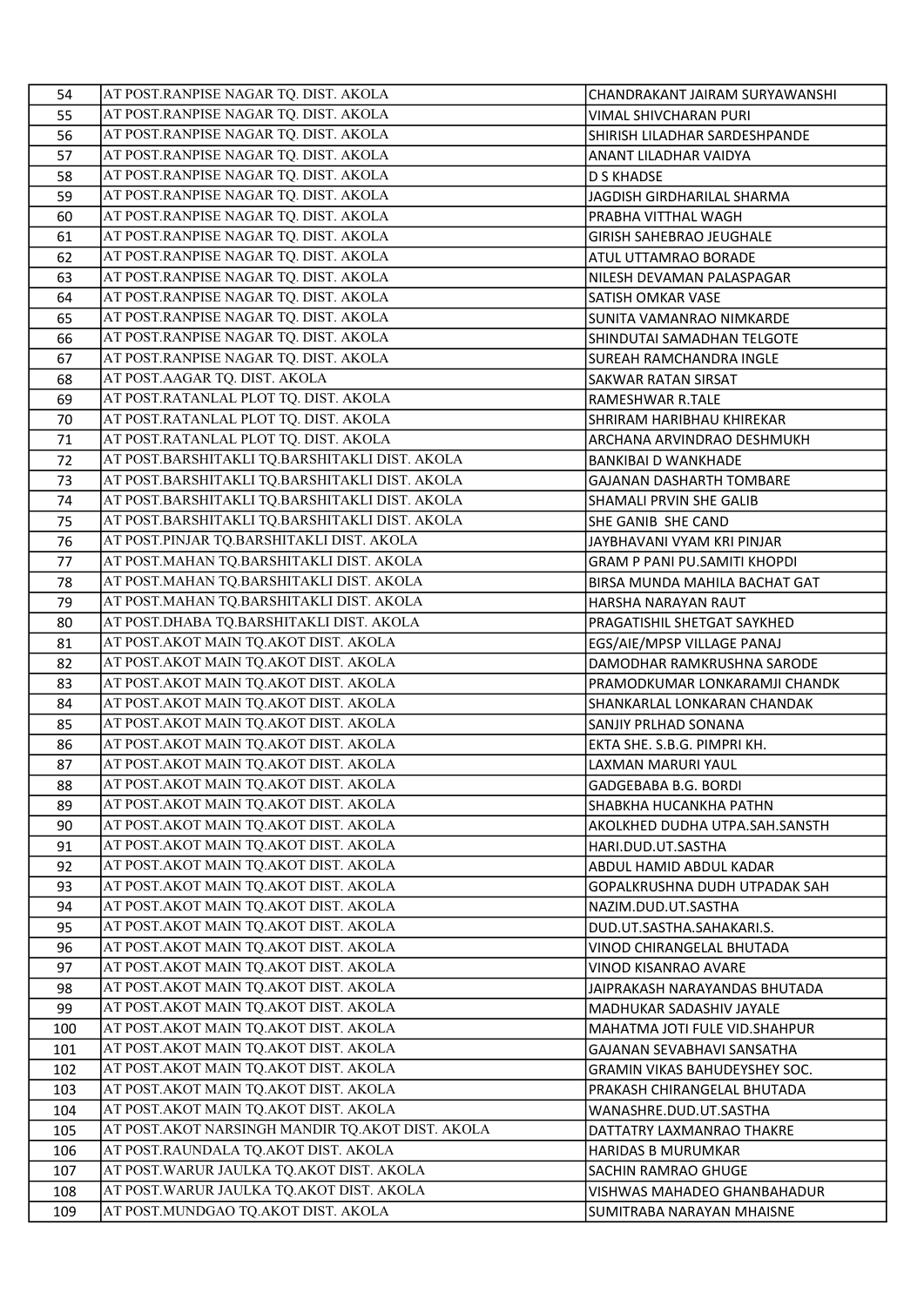| 54 | AT POST.RANPISE NAGAR TQ. DIST. AKOLA | CHANDRAKANT JAIRAM SURYAWANSHI |
|---|---|---|
| 55 | AT POST.RANPISE NAGAR TQ. DIST. AKOLA | VIMAL SHIVCHARAN PURI |
| 56 | AT POST.RANPISE NAGAR TQ. DIST. AKOLA | SHIRISH LILADHAR SARDESHPANDE |
| 57 | AT POST.RANPISE NAGAR TQ. DIST. AKOLA | ANANT LILADHAR VAIDYA |
| 58 | AT POST.RANPISE NAGAR TQ. DIST. AKOLA | D S KHADSE |
| 59 | AT POST.RANPISE NAGAR TQ. DIST. AKOLA | JAGDISH GIRDHARILAL SHARMA |
| 60 | AT POST.RANPISE NAGAR TQ. DIST. AKOLA | PRABHA VITTHAL WAGH |
| 61 | AT POST.RANPISE NAGAR TQ. DIST. AKOLA | GIRISH SAHEBRAO JEUGHALE |
| 62 | AT POST.RANPISE NAGAR TQ. DIST. AKOLA | ATUL UTTAMRAO BORADE |
| 63 | AT POST.RANPISE NAGAR TQ. DIST. AKOLA | NILESH DEVAMAN PALASPAGAR |
| 64 | AT POST.RANPISE NAGAR TQ. DIST. AKOLA | SATISH OMKAR VASE |
| 65 | AT POST.RANPISE NAGAR TQ. DIST. AKOLA | SUNITA VAMANRAO NIMKARDE |
| 66 | AT POST.RANPISE NAGAR TQ. DIST. AKOLA | SHINDUTAI SAMADHAN TELGOTE |
| 67 | AT POST.RANPISE NAGAR TQ. DIST. AKOLA | SUREAH RAMCHANDRA INGLE |
| 68 | AT POST.AAGAR TQ. DIST. AKOLA | SAKWAR RATAN SIRSAT |
| 69 | AT POST.RATANLAL PLOT TQ. DIST. AKOLA | RAMESHWAR R.TALE |
| 70 | AT POST.RATANLAL PLOT TQ. DIST. AKOLA | SHRIRAM HARIBHAU KHIREKAR |
| 71 | AT POST.RATANLAL PLOT TQ. DIST. AKOLA | ARCHANA ARVINDRAO DESHMUKH |
| 72 | AT POST.BARSHITAKLI TQ.BARSHITAKLI DIST. AKOLA | BANKIBAI D WANKHADE |
| 73 | AT POST.BARSHITAKLI TQ.BARSHITAKLI DIST. AKOLA | GAJANAN DASHARTH TOMBARE |
| 74 | AT POST.BARSHITAKLI TQ.BARSHITAKLI DIST. AKOLA | SHAMALI PRVIN SHE GALIB |
| 75 | AT POST.BARSHITAKLI TQ.BARSHITAKLI DIST. AKOLA | SHE GANIB SHE CAND |
| 76 | AT POST.PINJAR TQ.BARSHITAKLI DIST. AKOLA | JAYBHAVANI VYAM KRI PINJAR |
| 77 | AT POST.MAHAN TQ.BARSHITAKLI DIST. AKOLA | GRAM P PANI PU.SAMITI KHOPDI |
| 78 | AT POST.MAHAN TQ.BARSHITAKLI DIST. AKOLA | BIRSA MUNDA MAHILA BACHAT GAT |
| 79 | AT POST.MAHAN TQ.BARSHITAKLI DIST. AKOLA | HARSHA NARAYAN RAUT |
| 80 | AT POST.DHABA TQ.BARSHITAKLI DIST. AKOLA | PRAGATISHIL SHETGAT SAYKHED |
| 81 | AT POST.AKOT MAIN TQ.AKOT DIST. AKOLA | EGS/AIE/MPSP VILLAGE PANAJ |
| 82 | AT POST.AKOT MAIN TQ.AKOT DIST. AKOLA | DAMODHAR RAMKRUSHNA SARODE |
| 83 | AT POST.AKOT MAIN TQ.AKOT DIST. AKOLA | PRAMODKUMAR LONKARAMJI CHANDK |
| 84 | AT POST.AKOT MAIN TQ.AKOT DIST. AKOLA | SHANKARLAL LONKARAN CHANDAK |
| 85 | AT POST.AKOT MAIN TQ.AKOT DIST. AKOLA | SANJIY PRLHAD SONANA |
| 86 | AT POST.AKOT MAIN TQ.AKOT DIST. AKOLA | EKTA SHE. S.B.G. PIMPRI KH. |
| 87 | AT POST.AKOT MAIN TQ.AKOT DIST. AKOLA | LAXMAN MARURI YAUL |
| 88 | AT POST.AKOT MAIN TQ.AKOT DIST. AKOLA | GADGEBABA B.G. BORDI |
| 89 | AT POST.AKOT MAIN TQ.AKOT DIST. AKOLA | SHABKHA HUCANKHA PATHN |
| 90 | AT POST.AKOT MAIN TQ.AKOT DIST. AKOLA | AKOLKHED DUDHA UTPA.SAH.SANSTH |
| 91 | AT POST.AKOT MAIN TQ.AKOT DIST. AKOLA | HARI.DUD.UT.SASTHA |
| 92 | AT POST.AKOT MAIN TQ.AKOT DIST. AKOLA | ABDUL HAMID ABDUL KADAR |
| 93 | AT POST.AKOT MAIN TQ.AKOT DIST. AKOLA | GOPALKRUSHNA DUDH UTPADAK SAH |
| 94 | AT POST.AKOT MAIN TQ.AKOT DIST. AKOLA | NAZIM.DUD.UT.SASTHA |
| 95 | AT POST.AKOT MAIN TQ.AKOT DIST. AKOLA | DUD.UT.SASTHA.SAHAKARI.S. |
| 96 | AT POST.AKOT MAIN TQ.AKOT DIST. AKOLA | VINOD CHIRANGELAL BHUTADA |
| 97 | AT POST.AKOT MAIN TQ.AKOT DIST. AKOLA | VINOD KISANRAO AVARE |
| 98 | AT POST.AKOT MAIN TQ.AKOT DIST. AKOLA | JAIPRAKASH NARAYANDAS BHUTADA |
| 99 | AT POST.AKOT MAIN TQ.AKOT DIST. AKOLA | MADHUKAR SADASHIV JAYALE |
| 100 | AT POST.AKOT MAIN TQ.AKOT DIST. AKOLA | MAHATMA JOTI FULE VID.SHAHPUR |
| 101 | AT POST.AKOT MAIN TQ.AKOT DIST. AKOLA | GAJANAN SEVABHAVI SANSATHA |
| 102 | AT POST.AKOT MAIN TQ.AKOT DIST. AKOLA | GRAMIN VIKAS BAHUDEYSHEY SOC. |
| 103 | AT POST.AKOT MAIN TQ.AKOT DIST. AKOLA | PRAKASH CHIRANGELAL BHUTADA |
| 104 | AT POST.AKOT MAIN TQ.AKOT DIST. AKOLA | WANASHRE.DUD.UT.SASTHA |
| 105 | AT POST.AKOT NARSINGH MANDIR TQ.AKOT DIST. AKOLA | DATTATRY LAXMANRAO THAKRE |
| 106 | AT POST.RAUNDALA TQ.AKOT DIST. AKOLA | HARIDAS B MURUMKAR |
| 107 | AT POST.WARUR JAULKA TQ.AKOT DIST. AKOLA | SACHIN RAMRAO GHUGE |
| 108 | AT POST.WARUR JAULKA TQ.AKOT DIST. AKOLA | VISHWAS MAHADEO GHANBAHADUR |
| 109 | AT POST.MUNDGAO TQ.AKOT DIST. AKOLA | SUMITRABA NARAYAN MHAISNE |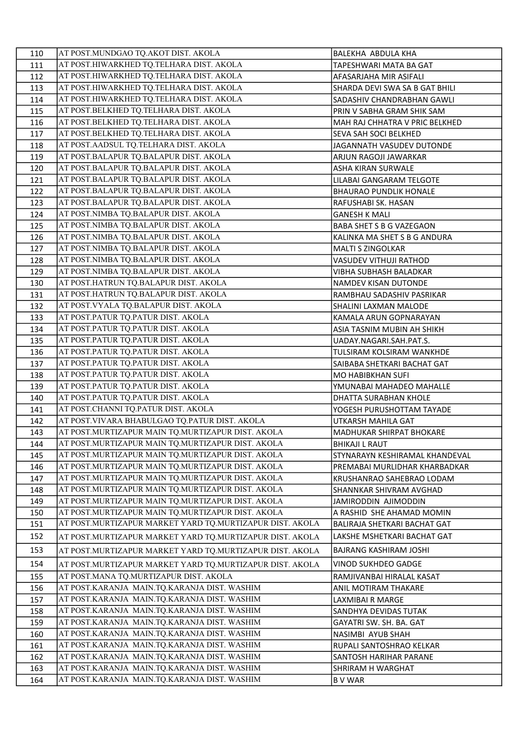| | | |
|---|---|---|
| 110 | AT POST.MUNDGAO TQ.AKOT DIST. AKOLA | BALEKHA  ABDULA KHA |
| 111 | AT POST.HIWARKHED TQ.TELHARA DIST. AKOLA | TAPESHWARI MATA BA GAT |
| 112 | AT POST.HIWARKHED TQ.TELHARA DIST. AKOLA | AFASARJAHA MIR ASIFALI |
| 113 | AT POST.HIWARKHED TQ.TELHARA DIST. AKOLA | SHARDA DEVI SWA SA B GAT BHILI |
| 114 | AT POST.HIWARKHED TQ.TELHARA DIST. AKOLA | SADASHIV CHANDRABHAN GAWLI |
| 115 | AT POST.BELKHED TQ.TELHARA DIST. AKOLA | PRIN V SABHA GRAM SHIK SAM |
| 116 | AT POST.BELKHED TQ.TELHARA DIST. AKOLA | MAH RAJ CHHATRA V PRIC BELKHED |
| 117 | AT POST.BELKHED TQ.TELHARA DIST. AKOLA | SEVA SAH SOCI BELKHED |
| 118 | AT POST.AADSUL TQ.TELHARA DIST. AKOLA | JAGANNATH VASUDEV DUTONDE |
| 119 | AT POST.BALAPUR TQ.BALAPUR DIST. AKOLA | ARJUN RAGOJI JAWARKAR |
| 120 | AT POST.BALAPUR TQ.BALAPUR DIST. AKOLA | ASHA KIRAN SURWALE |
| 121 | AT POST.BALAPUR TQ.BALAPUR DIST. AKOLA | LILABAI GANGARAM TELGOTE |
| 122 | AT POST.BALAPUR TQ.BALAPUR DIST. AKOLA | BHAURAO PUNDLIK HONALE |
| 123 | AT POST.BALAPUR TQ.BALAPUR DIST. AKOLA | RAFUSHABI SK. HASAN |
| 124 | AT POST.NIMBA TQ.BALAPUR DIST. AKOLA | GANESH K MALI |
| 125 | AT POST.NIMBA TQ.BALAPUR DIST. AKOLA | BABA SHET S B G VAZEGAON |
| 126 | AT POST.NIMBA TQ.BALAPUR DIST. AKOLA | KALINKA MA SHET S B G ANDURA |
| 127 | AT POST.NIMBA TQ.BALAPUR DIST. AKOLA | MALTI S ZINGOLKAR |
| 128 | AT POST.NIMBA TQ.BALAPUR DIST. AKOLA | VASUDEV VITHUJI RATHOD |
| 129 | AT POST.NIMBA TQ.BALAPUR DIST. AKOLA | VIBHA SUBHASH BALADKAR |
| 130 | AT POST.HATRUN TQ.BALAPUR DIST. AKOLA | NAMDEV KISAN DUTONDE |
| 131 | AT POST.HATRUN TQ.BALAPUR DIST. AKOLA | RAMBHAU SADASHIV PASRIKAR |
| 132 | AT POST.VYALA TQ.BALAPUR DIST. AKOLA | SHALINI LAXMAN MALODE |
| 133 | AT POST.PATUR TQ.PATUR DIST. AKOLA | KAMALA ARUN GOPNARAYAN |
| 134 | AT POST.PATUR TQ.PATUR DIST. AKOLA | ASIA TASNIM MUBIN AH SHIKH |
| 135 | AT POST.PATUR TQ.PATUR DIST. AKOLA | UADAY.NAGARI.SAH.PAT.S. |
| 136 | AT POST.PATUR TQ.PATUR DIST. AKOLA | TULSIRAM KOLSIRAM WANKHDE |
| 137 | AT POST.PATUR TQ.PATUR DIST. AKOLA | SAIBABA SHETKARI BACHAT GAT |
| 138 | AT POST.PATUR TQ.PATUR DIST. AKOLA | MO HABIBKHAN SUFI |
| 139 | AT POST.PATUR TQ.PATUR DIST. AKOLA | YMUNABAI MAHADEO MAHALLE |
| 140 | AT POST.PATUR TQ.PATUR DIST. AKOLA | DHATTA SURABHAN KHOLE |
| 141 | AT POST.CHANNI TQ.PATUR DIST. AKOLA | YOGESH PURUSHOTTAM TAYADE |
| 142 | AT POST.VIVARA BHABULGAO TQ.PATUR DIST. AKOLA | UTKARSH MAHILA GAT |
| 143 | AT POST.MURTIZAPUR MAIN TQ.MURTIZAPUR DIST. AKOLA | MADHUKAR SHIRPAT BHOKARE |
| 144 | AT POST.MURTIZAPUR MAIN TQ.MURTIZAPUR DIST. AKOLA | BHIKAJI L RAUT |
| 145 | AT POST.MURTIZAPUR MAIN TQ.MURTIZAPUR DIST. AKOLA | STYNARAYN KESHIRAMAL KHANDEVAL |
| 146 | AT POST.MURTIZAPUR MAIN TQ.MURTIZAPUR DIST. AKOLA | PREMABAI MURLIDHAR KHARBADKAR |
| 147 | AT POST.MURTIZAPUR MAIN TQ.MURTIZAPUR DIST. AKOLA | KRUSHANRAO SAHEBRAO LODAM |
| 148 | AT POST.MURTIZAPUR MAIN TQ.MURTIZAPUR DIST. AKOLA | SHANNKAR SHIVRAM AVGHAD |
| 149 | AT POST.MURTIZAPUR MAIN TQ.MURTIZAPUR DIST. AKOLA | JAMIRODDIN  AJIMODDIN |
| 150 | AT POST.MURTIZAPUR MAIN TQ.MURTIZAPUR DIST. AKOLA | A RASHID  SHE AHAMAD MOMIN |
| 151 | AT POST.MURTIZAPUR MARKET YARD TQ.MURTIZAPUR DIST. AKOLA | BALIRAJA SHETKARI BACHAT GAT |
| 152 | AT POST.MURTIZAPUR MARKET YARD TQ.MURTIZAPUR DIST. AKOLA | LAKSHE MSHETKARI BACHAT GAT |
| 153 | AT POST.MURTIZAPUR MARKET YARD TQ.MURTIZAPUR DIST. AKOLA | BAJRANG KASHIRAM JOSHI |
| 154 | AT POST.MURTIZAPUR MARKET YARD TQ.MURTIZAPUR DIST. AKOLA | VINOD SUKHDEO GADGE |
| 155 | AT POST.MANA TQ.MURTIZAPUR DIST. AKOLA | RAMJIVANBAI HIRALAL KASAT |
| 156 | AT POST.KARANJA  MAIN.TQ.KARANJA DIST. WASHIM | ANIL MOTIRAM THAKARE |
| 157 | AT POST.KARANJA  MAIN.TQ.KARANJA DIST. WASHIM | LAXMIBAI R MARGE |
| 158 | AT POST.KARANJA  MAIN.TQ.KARANJA DIST. WASHIM | SANDHYA DEVIDAS TUTAK |
| 159 | AT POST.KARANJA  MAIN.TQ.KARANJA DIST. WASHIM | GAYATRI SW. SH. BA. GAT |
| 160 | AT POST.KARANJA  MAIN.TQ.KARANJA DIST. WASHIM | NASIMBI  AYUB SHAH |
| 161 | AT POST.KARANJA  MAIN.TQ.KARANJA DIST. WASHIM | RUPALI SANTOSHRAO KELKAR |
| 162 | AT POST.KARANJA  MAIN.TQ.KARANJA DIST. WASHIM | SANTOSH HARIHAR PARANE |
| 163 | AT POST.KARANJA  MAIN.TQ.KARANJA DIST. WASHIM | SHRIRAM H WARGHAT |
| 164 | AT POST.KARANJA  MAIN.TQ.KARANJA DIST. WASHIM | B V WAR |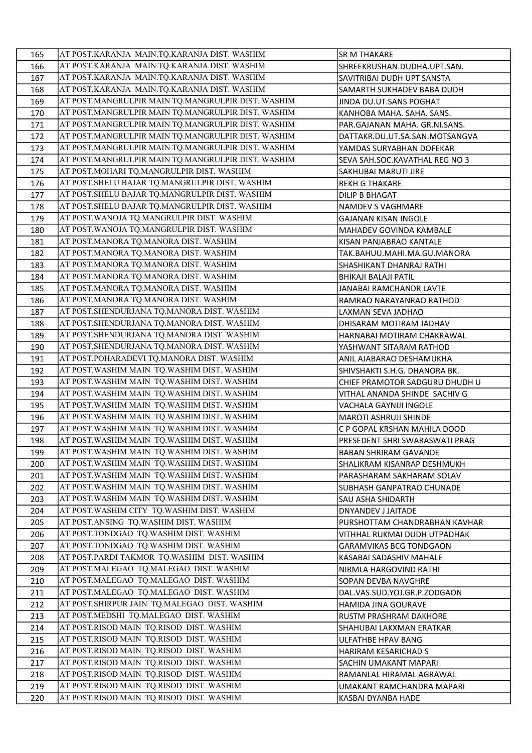| 165 | AT POST.KARANJA MAIN.TQ.KARANJA DIST. WASHIM | SR M THAKARE |
|---|---|---|
| 166 | AT POST.KARANJA MAIN.TQ.KARANJA DIST. WASHIM | SHREEKRUSHAN.DUDHA.UPT.SAN. |
| 167 | AT POST.KARANJA MAIN.TQ.KARANJA DIST. WASHIM | SAVITRIBAI DUDH UPT SANSTA |
| 168 | AT POST.KARANJA MAIN.TQ.KARANJA DIST. WASHIM | SAMARTH SUKHADEV BABA DUDH |
| 169 | AT POST.MANGRULPIR MAIN TQ.MANGRULPIR DIST. WASHIM | JINDA DU.UT.SANS POGHAT |
| 170 | AT POST.MANGRULPIR MAIN TQ.MANGRULPIR DIST. WASHIM | KANHOBA MAHA. SAHA. SANS. |
| 171 | AT POST.MANGRULPIR MAIN TQ.MANGRULPIR DIST. WASHIM | PAR.GAJANAN MAHA. GR.NI.SANS. |
| 172 | AT POST.MANGRULPIR MAIN TQ.MANGRULPIR DIST. WASHIM | DATTAKR.DU.UT.SA.SAN.MOTSANGVA |
| 173 | AT POST.MANGRULPIR MAIN TQ.MANGRULPIR DIST. WASHIM | YAMDAS SURYABHAN DOFEKAR |
| 174 | AT POST.MANGRULPIR MAIN TQ.MANGRULPIR DIST. WASHIM | SEVA SAH.SOC.KAVATHAL REG NO 3 |
| 175 | AT POST.MOHARI TQ.MANGRULPIR DIST. WASHIM | SAKHUBAI MARUTI JIRE |
| 176 | AT POST.SHELU BAJAR TQ.MANGRULPIR DIST. WASHIM | REKH G THAKARE |
| 177 | AT POST.SHELU BAJAR TQ.MANGRULPIR DIST. WASHIM | DILIP B BHAGAT |
| 178 | AT POST.SHELU BAJAR TQ.MANGRULPIR DIST. WASHIM | NAMDEV S VAGHMARE |
| 179 | AT POST.WANOJA TQ.MANGRULPIR DIST. WASHIM | GAJANAN KISAN INGOLE |
| 180 | AT POST.WANOJA TQ.MANGRULPIR DIST. WASHIM | MAHADEV GOVINDA KAMBALE |
| 181 | AT POST.MANORA TQ.MANORA DIST. WASHIM | KISAN PANJABRAO KANTALE |
| 182 | AT POST.MANORA TQ.MANORA DIST. WASHIM | TAK.BAHUU.MAHI.MA.GU.MANORA |
| 183 | AT POST.MANORA TQ.MANORA DIST. WASHIM | SHASHIKANT DHANRAJ RATHI |
| 184 | AT POST.MANORA TQ.MANORA DIST. WASHIM | BHIKAJI BALAJI PATIL |
| 185 | AT POST.MANORA TQ.MANORA DIST. WASHIM | JANABAI RAMCHANDR LAVTE |
| 186 | AT POST.MANORA TQ.MANORA DIST. WASHIM | RAMRAO NARAYANRAO RATHOD |
| 187 | AT POST.SHENDURJANA TQ.MANORA DIST. WASHIM | LAXMAN SEVA JADHAO |
| 188 | AT POST.SHENDURJANA TQ.MANORA DIST. WASHIM | DHISARAM MOTIRAM JADHAV |
| 189 | AT POST.SHENDURJANA TQ.MANORA DIST. WASHIM | HARNABAI MOTIRAM CHAKRAWAL |
| 190 | AT POST.SHENDURJANA TQ.MANORA DIST. WASHIM | YASHWANT SITARAM RATHOD |
| 191 | AT POST.POHARADEVI TQ.MANORA DIST. WASHIM | ANIL AJABARAO DESHAMUKHA |
| 192 | AT POST.WASHIM MAIN TQ.WASHIM DIST. WASHIM | SHIVSHAKTI S.H.G. DHANORA BK. |
| 193 | AT POST.WASHIM MAIN TQ.WASHIM DIST. WASHIM | CHIEF PRAMOTOR SADGURU DHUDH U |
| 194 | AT POST.WASHIM MAIN TQ.WASHIM DIST. WASHIM | VITHAL ANANDA SHINDE SACHIV G |
| 195 | AT POST.WASHIM MAIN TQ.WASHIM DIST. WASHIM | VACHALA GAYNIJI INGOLE |
| 196 | AT POST.WASHIM MAIN TQ.WASHIM DIST. WASHIM | MAROTI ASHRUJI SHINDE |
| 197 | AT POST.WASHIM MAIN TQ.WASHIM DIST. WASHIM | C P GOPAL KRSHAN MAHILA DOOD |
| 198 | AT POST.WASHIM MAIN TQ.WASHIM DIST. WASHIM | PRESEDENT SHRI SWARASWATI PRAG |
| 199 | AT POST.WASHIM MAIN TQ.WASHIM DIST. WASHIM | BABAN SHRIRAM GAVANDE |
| 200 | AT POST.WASHIM MAIN TQ.WASHIM DIST. WASHIM | SHALIKRAM KISANRAP DESHMUKH |
| 201 | AT POST.WASHIM MAIN TQ.WASHIM DIST. WASHIM | PARASHARAM SAKHARAM SOLAV |
| 202 | AT POST.WASHIM MAIN TQ.WASHIM DIST. WASHIM | SUBHASH GANPATRAO CHUNADE |
| 203 | AT POST.WASHIM MAIN TQ.WASHIM DIST. WASHIM | SAU ASHA SHIDARTH |
| 204 | AT POST.WASHIM CITY TQ.WASHIM DIST. WASHIM | DNYANDEV J JAITADE |
| 205 | AT POST.ANSING TQ.WASHIM DIST. WASHIM | PURSHOTTAM CHANDRABHAN KAVHAR |
| 206 | AT POST.TONDGAO TQ.WASHIM DIST. WASHIM | VITHHAL RUKMAI DUDH UTPADHAK |
| 207 | AT POST.TONDGAO TQ.WASHIM DIST. WASHIM | GARAMVIKAS BCG TONDGAON |
| 208 | AT POST.PARDI TAKMOR TQ.WASHIM DIST. WASHIM | KASABAI SADASHIV MAHALE |
| 209 | AT POST.MALEGAO TQ.MALEGAO DIST. WASHIM | NIRMLA HARGOVIND RATHI |
| 210 | AT POST.MALEGAO TQ.MALEGAO DIST. WASHIM | SOPAN DEVBA NAVGHRE |
| 211 | AT POST.MALEGAO TQ.MALEGAO DIST. WASHIM | DAL.VAS.SUD.YOJ.GR.P.ZODGAON |
| 212 | AT POST.SHIRPUR JAIN TQ.MALEGAO DIST. WASHIM | HAMIDA JINA GOURAVE |
| 213 | AT POST.MEDSHI TQ.MALEGAO DIST. WASHIM | RUSTM PRASHRAM DAKHORE |
| 214 | AT POST.RISOD MAIN TQ.RISOD DIST. WASHIM | SHAHUBAI LAKXMAN ERATKAR |
| 215 | AT POST.RISOD MAIN TQ.RISOD DIST. WASHIM | ULFATHBE HPAV BANG |
| 216 | AT POST.RISOD MAIN TQ.RISOD DIST. WASHIM | HARIRAM KESARICHAD S |
| 217 | AT POST.RISOD MAIN TQ.RISOD DIST. WASHIM | SACHIN UMAKANT MAPARI |
| 218 | AT POST.RISOD MAIN TQ.RISOD DIST. WASHIM | RAMANLAL HIRAMAL AGRAWAL |
| 219 | AT POST.RISOD MAIN TQ.RISOD DIST. WASHIM | UMAKANT RAMCHANDRA MAPARI |
| 220 | AT POST.RISOD MAIN TQ.RISOD DIST. WASHIM | KASBAI DYANBA HADE |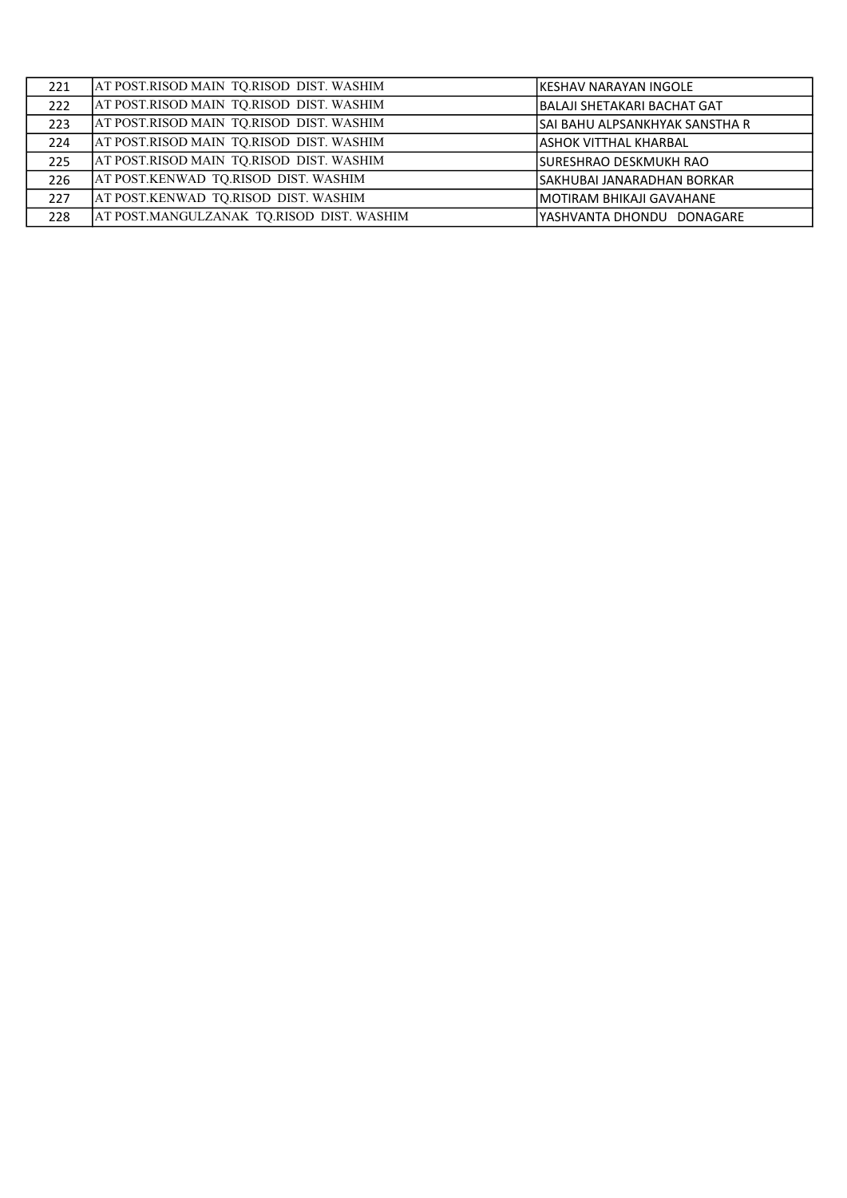| | | |
|---|---|---|
| 221 | AT POST.RISOD MAIN TQ.RISOD DIST. WASHIM | KESHAV NARAYAN INGOLE |
| 222 | AT POST.RISOD MAIN TQ.RISOD DIST. WASHIM | BALAJI SHETAKARI BACHAT GAT |
| 223 | AT POST.RISOD MAIN TQ.RISOD DIST. WASHIM | SAI BAHU ALPSANKHYAK SANSTHA R |
| 224 | AT POST.RISOD MAIN TQ.RISOD DIST. WASHIM | ASHOK VITTHAL KHARBAL |
| 225 | AT POST.RISOD MAIN TQ.RISOD DIST. WASHIM | SURESHRAO DESKMUKH RAO |
| 226 | AT POST.KENWAD TQ.RISOD DIST. WASHIM | SAKHUBAI JANARADHAN BORKAR |
| 227 | AT POST.KENWAD TQ.RISOD DIST. WASHIM | MOTIRAM BHIKAJI GAVAHANE |
| 228 | AT POST.MANGULZANAK TQ.RISOD DIST. WASHIM | YASHVANTA DHONDU DONAGARE |